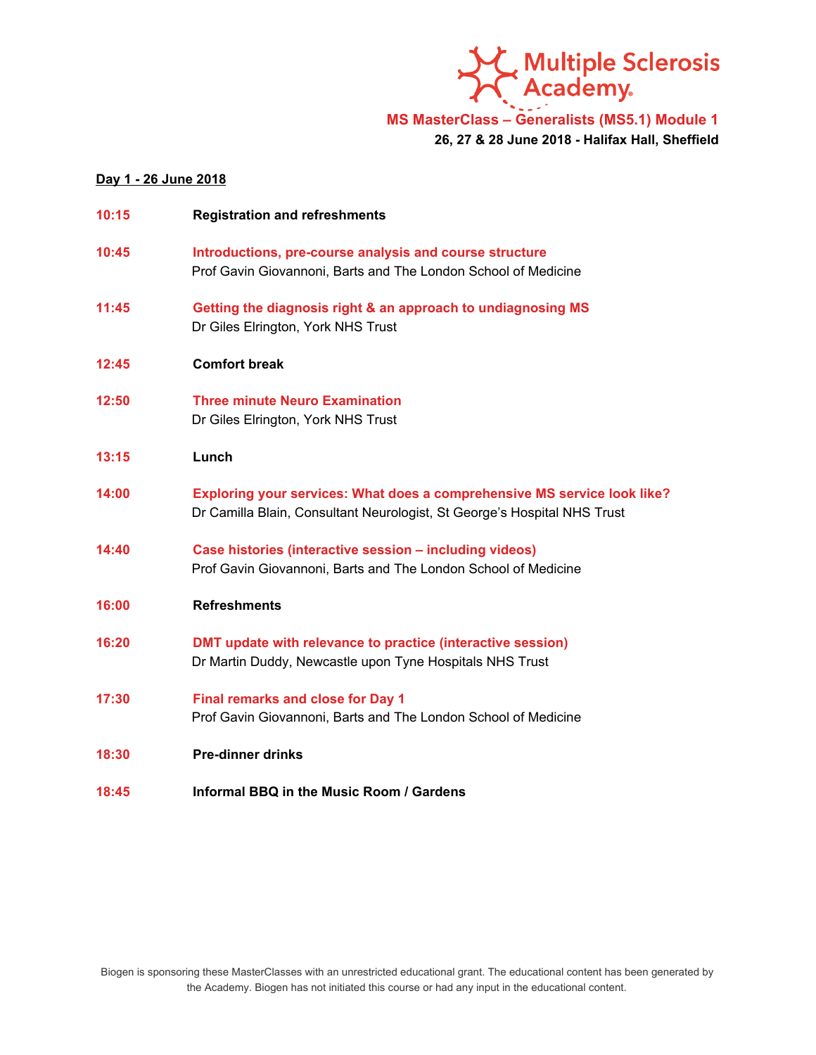Multiple Sclerosis Academy

# MS MasterClass – Generalists (MS5.1) Module 1

**26, 27 & 28 June 2018 - Halifax Hall, Sheffield**

## Day 1 - 26 June 2018

**10:15** **Registration and refreshments**

**10:45** **Introductions, pre-course analysis and course structure**
Prof Gavin Giovannoni, Barts and The London School of Medicine

**11:45** **Getting the diagnosis right & an approach to undiagnosing MS**
Dr Giles Elrington, York NHS Trust

**12:45** **Comfort break**

**12:50** **Three minute Neuro Examination**
Dr Giles Elrington, York NHS Trust

**13:15** **Lunch**

**14:00** **Exploring your services: What does a comprehensive MS service look like?**
Dr Camilla Blain, Consultant Neurologist, St George's Hospital NHS Trust

**14:40** **Case histories (interactive session – including videos)**
Prof Gavin Giovannoni, Barts and The London School of Medicine

**16:00** **Refreshments**

**16:20** **DMT update with relevance to practice (interactive session)**
Dr Martin Duddy, Newcastle upon Tyne Hospitals NHS Trust

**17:30** **Final remarks and close for Day 1**
Prof Gavin Giovannoni, Barts and The London School of Medicine

**18:30** **Pre-dinner drinks**

**18:45** **Informal BBQ in the Music Room / Gardens**

Biogen is sponsoring these MasterClasses with an unrestricted educational grant. The educational content has been generated by the Academy. Biogen has not initiated this course or had any input in the educational content.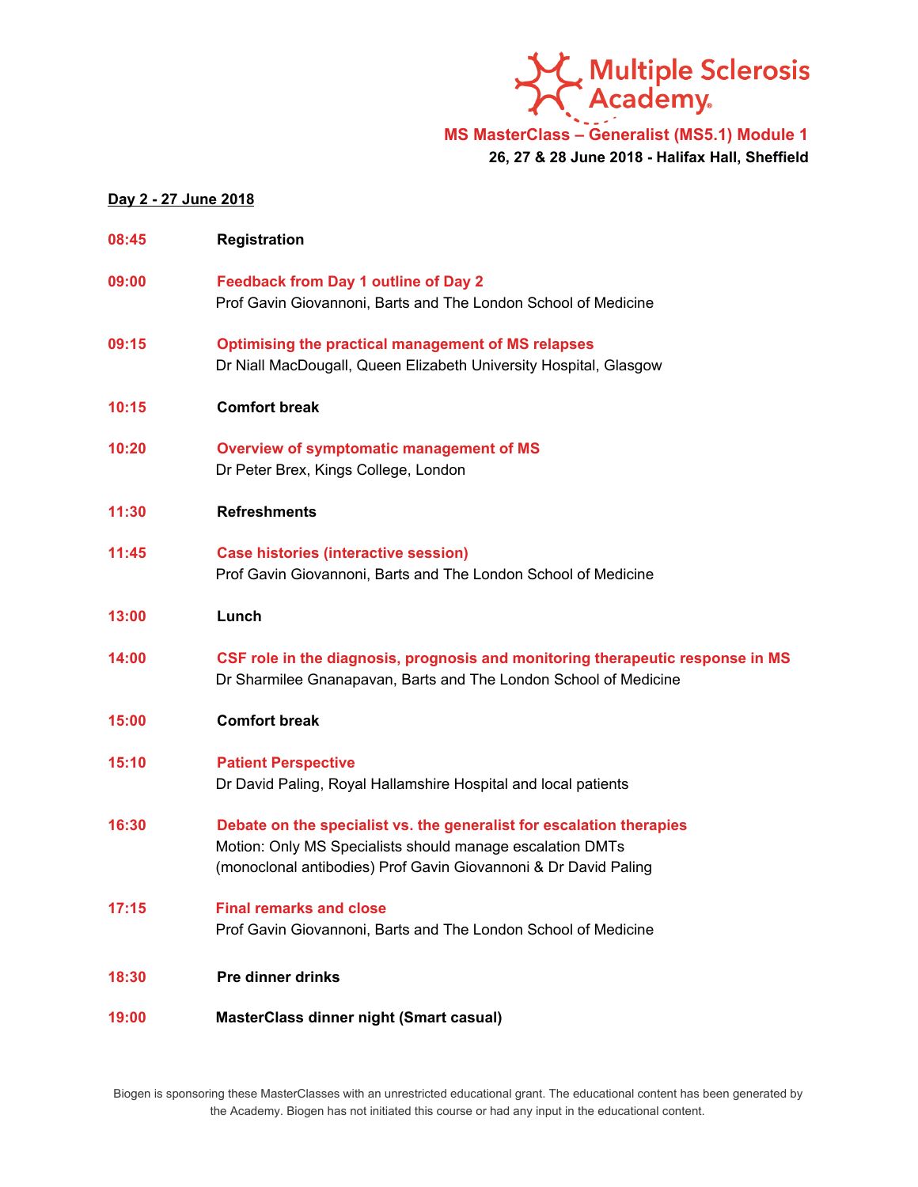Multiple Sclerosis Academy

**MS MasterClass – Generalist (MS5.1) Module 1**

**26, 27 & 28 June 2018 - Halifax Hall, Sheffield**

**Day 2 - 27 June 2018**

**08:45** **Registration**

**09:00** **Feedback from Day 1 outline of Day 2**
Prof Gavin Giovannoni, Barts and The London School of Medicine

**09:15** **Optimising the practical management of MS relapses**
Dr Niall MacDougall, Queen Elizabeth University Hospital, Glasgow

**10:15** **Comfort break**

**10:20** **Overview of symptomatic management of MS**
Dr Peter Brex, Kings College, London

**11:30** **Refreshments**

**11:45** **Case histories (interactive session)**
Prof Gavin Giovannoni, Barts and The London School of Medicine

**13:00** **Lunch**

**14:00** **CSF role in the diagnosis, prognosis and monitoring therapeutic response in MS**
Dr Sharmilee Gnanapavan, Barts and The London School of Medicine

**15:00** **Comfort break**

**15:10** **Patient Perspective**
Dr David Paling, Royal Hallamshire Hospital and local patients

**16:30** **Debate on the specialist vs. the generalist for escalation therapies**
Motion: Only MS Specialists should manage escalation DMTs (monoclonal antibodies) Prof Gavin Giovannoni & Dr David Paling

**17:15** **Final remarks and close**
Prof Gavin Giovannoni, Barts and The London School of Medicine

**18:30** **Pre dinner drinks**

**19:00** **MasterClass dinner night (Smart casual)**

Biogen is sponsoring these MasterClasses with an unrestricted educational grant. The educational content has been generated by the Academy. Biogen has not initiated this course or had any input in the educational content.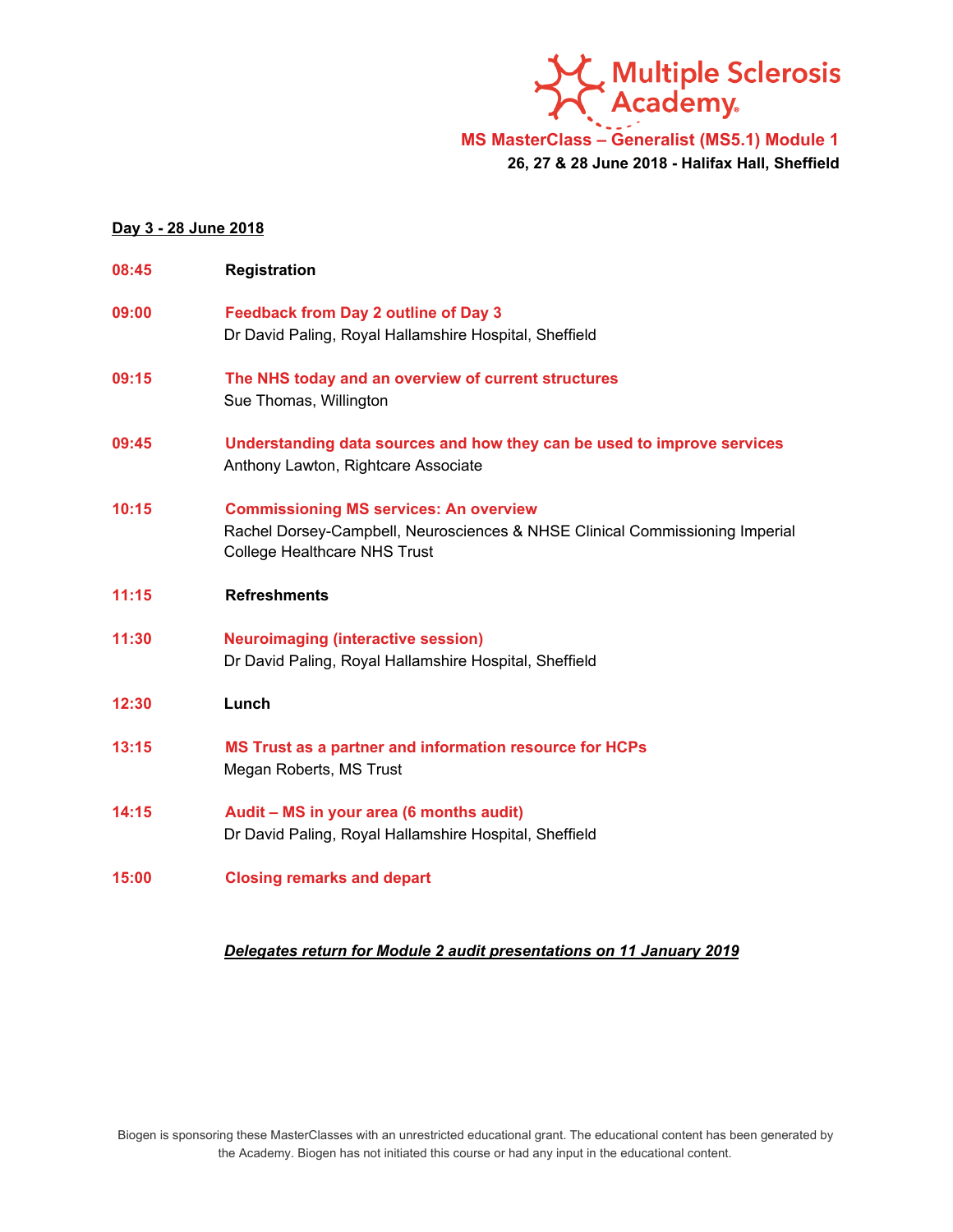Multiple Sclerosis Academy

**MS MasterClass – Generalist (MS5.1) Module 1**

**26, 27 & 28 June 2018 - Halifax Hall, Sheffield**

**<u>Day 3 - 28 June 2018</u>**

**08:45** **Registration**

**09:00** **Feedback from Day 2 outline of Day 3**
Dr David Paling, Royal Hallamshire Hospital, Sheffield

**09:15** **The NHS today and an overview of current structures**
Sue Thomas, Willington

**09:45** **Understanding data sources and how they can be used to improve services**
Anthony Lawton, Rightcare Associate

**10:15** **Commissioning MS services: An overview**
Rachel Dorsey-Campbell, Neurosciences & NHSE Clinical Commissioning Imperial College Healthcare NHS Trust

**11:15** **Refreshments**

**11:30** **Neuroimaging (interactive session)**
Dr David Paling, Royal Hallamshire Hospital, Sheffield

**12:30** **Lunch**

**13:15** **MS Trust as a partner and information resource for HCPs**
Megan Roberts, MS Trust

**14:15** **Audit – MS in your area (6 months audit)**
Dr David Paling, Royal Hallamshire Hospital, Sheffield

**15:00** **Closing remarks and depart**

***<u>Delegates return for Module 2 audit presentations on 11 January 2019</u>***

Biogen is sponsoring these MasterClasses with an unrestricted educational grant. The educational content has been generated by the Academy. Biogen has not initiated this course or had any input in the educational content.